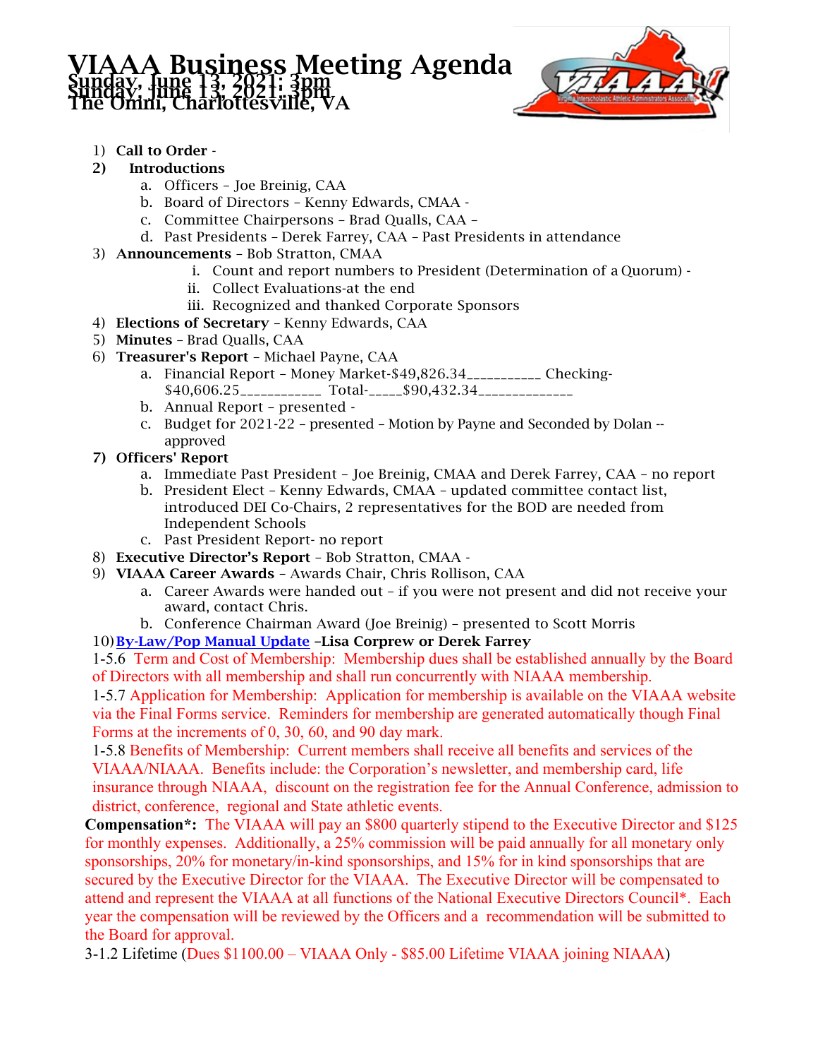# VIAAA Business Meeting Agenda

**Sunday, June 13, 2021; 3pm**
**The Omni, Charlottesville, VA**

1) **Call to Order** -
2) **Introductions**
   a. Officers – Joe Breinig, CAA
   b. Board of Directors – Kenny Edwards, CMAA -
   c. Committee Chairpersons – Brad Qualls, CAA –
   d. Past Presidents – Derek Farrey, CAA – Past Presidents in attendance
3) **Announcements** – Bob Stratton, CMAA
   i. Count and report numbers to President (Determination of a Quorum) -
   ii. Collect Evaluations-at the end
   iii. Recognized and thanked Corporate Sponsors
4) **Elections of Secretary** – Kenny Edwards, CAA
5) **Minutes** – Brad Qualls, CAA
6) **Treasurer's Report** – Michael Payne, CAA
   a. Financial Report – Money Market-$49,826.34__________ Checking-$40,606.25___________ Total-_____$90,432.34_____________
   b. Annual Report – presented -
   c. Budget for 2021-22 – presented – Motion by Payne and Seconded by Dolan -- approved
7) **Officers' Report**
   a. Immediate Past President – Joe Breinig, CMAA and Derek Farrey, CAA – no report
   b. President Elect – Kenny Edwards, CMAA – updated committee contact list, introduced DEI Co-Chairs, 2 representatives for the BOD are needed from Independent Schools
   c. Past President Report- no report
8) **Executive Director's Report** – Bob Stratton, CMAA -
9) **VIAAA Career Awards** – Awards Chair, Chris Rollison, CAA
   a. Career Awards were handed out – if you were not present and did not receive your award, contact Chris.
   b. Conference Chairman Award (Joe Breinig) – presented to Scott Morris
10) **By-Law/Pop Manual Update –Lisa Corprew or Derek Farrey**

1-5.6 Term and Cost of Membership: Membership dues shall be established annually by the Board of Directors with all membership and shall run concurrently with NIAAA membership.

1-5.7 Application for Membership: Application for membership is available on the VIAAA website via the Final Forms service. Reminders for membership are generated automatically though Final Forms at the increments of 0, 30, 60, and 90 day mark.

1-5.8 Benefits of Membership: Current members shall receive all benefits and services of the VIAAA/NIAAA. Benefits include: the Corporation's newsletter, and membership card, life insurance through NIAAA, discount on the registration fee for the Annual Conference, admission to district, conference, regional and State athletic events.

**Compensation*:** The VIAAA will pay an $800 quarterly stipend to the Executive Director and $125 for monthly expenses. Additionally, a 25% commission will be paid annually for all monetary only sponsorships, 20% for monetary/in-kind sponsorships, and 15% for in kind sponsorships that are secured by the Executive Director for the VIAAA. The Executive Director will be compensated to attend and represent the VIAAA at all functions of the National Executive Directors Council*. Each year the compensation will be reviewed by the Officers and a recommendation will be submitted to the Board for approval.

3-1.2 Lifetime (Dues $1100.00 – VIAAA Only - $85.00 Lifetime VIAAA joining NIAAA)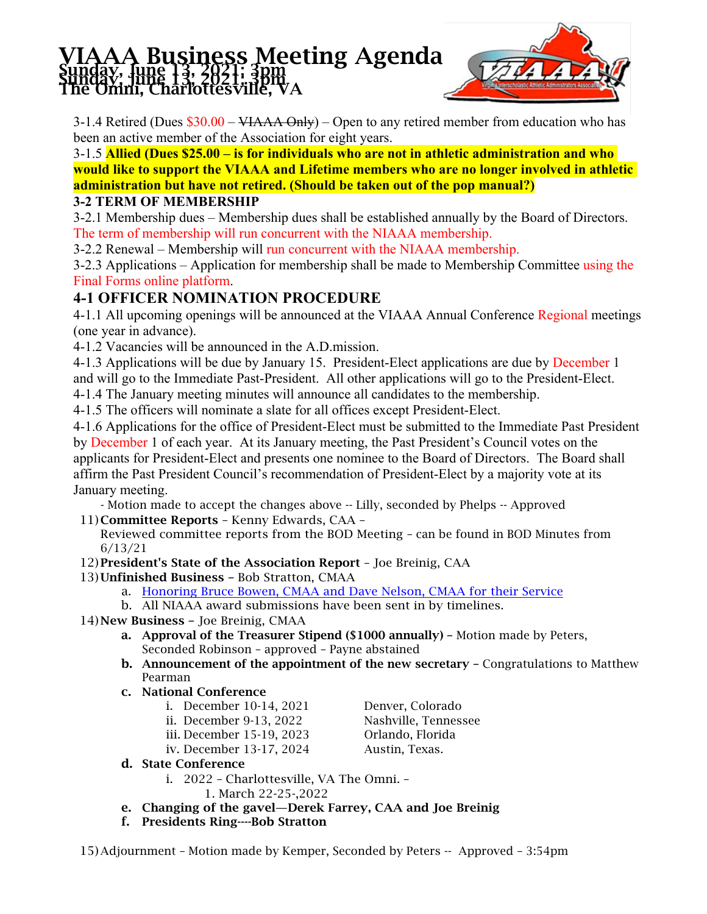3-1.4 Retired (Dues $30.00 – ~~VIAAA Only~~) – Open to any retired member from education who has been an active member of the Association for eight years.

3-1.5 **Allied (Dues $25.00 – is for individuals who are not in athletic administration and who would like to support the VIAAA and Lifetime members who are no longer involved in athletic administration but have not retired. (Should be taken out of the pop manual?)**

**3-2 TERM OF MEMBERSHIP**

3-2.1 Membership dues – Membership dues shall be established annually by the Board of Directors. The term of membership will run concurrent with the NIAAA membership.

3-2.2 Renewal – Membership will run concurrent with the NIAAA membership.

3-2.3 Applications – Application for membership shall be made to Membership Committee using the Final Forms online platform.

## 4-1 OFFICER NOMINATION PROCEDURE

4-1.1 All upcoming openings will be announced at the VIAAA Annual Conference Regional meetings (one year in advance).

4-1.2 Vacancies will be announced in the A.D.mission.

4-1.3 Applications will be due by January 15. President-Elect applications are due by December 1 and will go to the Immediate Past-President. All other applications will go to the President-Elect.

4-1.4 The January meeting minutes will announce all candidates to the membership.

4-1.5 The officers will nominate a slate for all offices except President-Elect.

4-1.6 Applications for the office of President-Elect must be submitted to the Immediate Past President by December 1 of each year. At its January meeting, the Past President's Council votes on the applicants for President-Elect and presents one nominee to the Board of Directors. The Board shall affirm the Past President Council's recommendation of President-Elect by a majority vote at its January meeting.

- Motion made to accept the changes above -- Lilly, seconded by Phelps -- Approved

11) **Committee Reports** – Kenny Edwards, CAA –
    Reviewed committee reports from the BOD Meeting – can be found in BOD Minutes from 6/13/21
12) **President's State of the Association Report** – Joe Breinig, CAA
13) **Unfinished Business** – Bob Stratton, CMAA
    a. Honoring Bruce Bowen, CMAA and Dave Nelson, CMAA for their Service
    b. All NIAAA award submissions have been sent in by timelines.
14) **New Business** – Joe Breinig, CMAA
    a. **Approval of the Treasurer Stipend ($1000 annually) –** Motion made by Peters, Seconded Robinson – approved – Payne abstained
    b. **Announcement of the appointment of the new secretary –** Congratulations to Matthew Pearman
    c. **National Conference**
        i. December 10-14, 2021 Denver, Colorado
        ii. December 9-13, 2022 Nashville, Tennessee
        iii. December 15-19, 2023 Orlando, Florida
        iv. December 13-17, 2024 Austin, Texas.
    d. **State Conference**
        i. 2022 – Charlottesville, VA The Omni. –
            1. March 22-25-,2022
    e. **Changing of the gavel—Derek Farrey, CAA and Joe Breinig**
    f. **Presidents Ring----Bob Stratton**
15) Adjournment – Motion made by Kemper, Seconded by Peters -- Approved – 3:54pm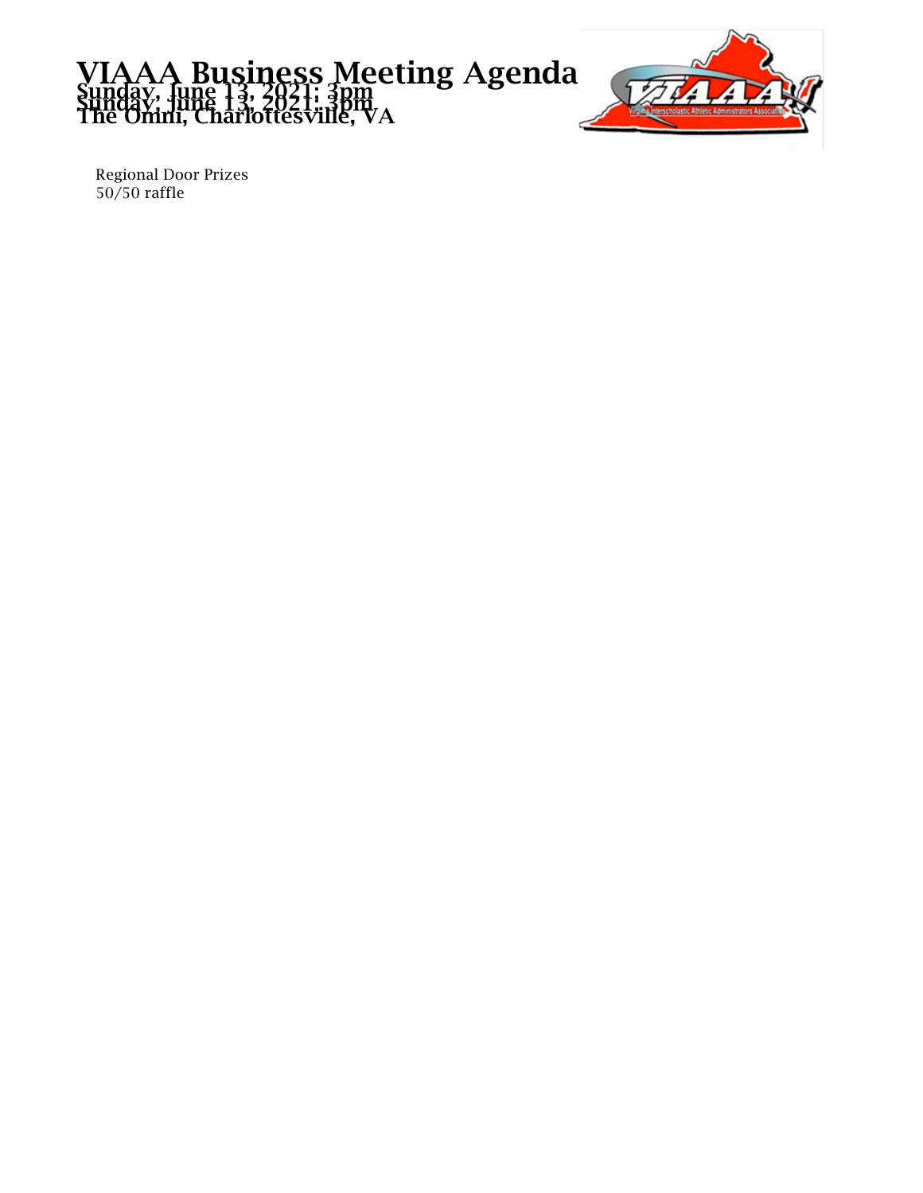# VIAAA Business Meeting Agenda

## Sunday, June 13, 2021: 3pm
## The Omni, Charlottesville, VA

Regional Door Prizes
50/50 raffle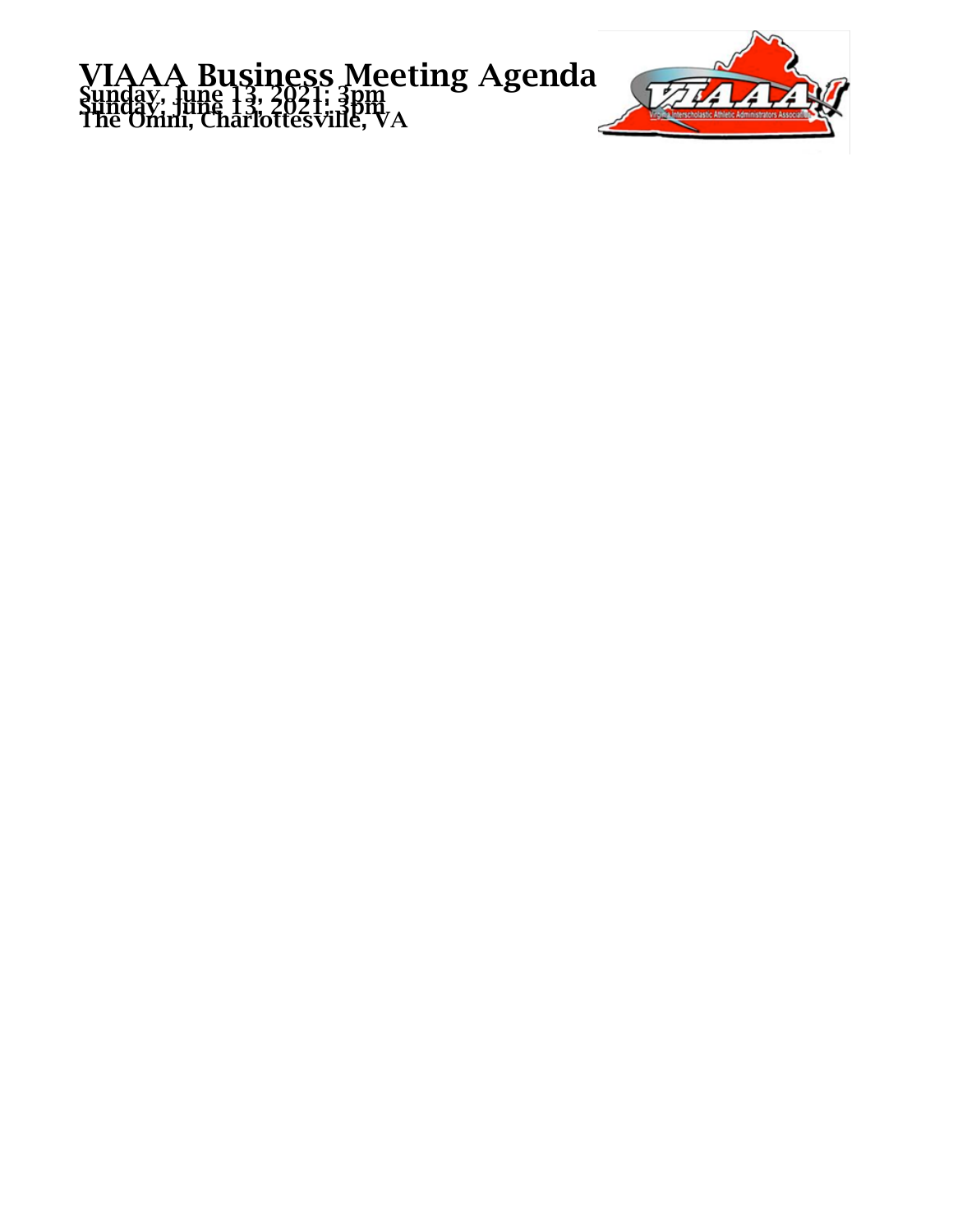# VIAAA Business Meeting Agenda

**Sunday, June 13, 2021; 3pm**
**The Omni, Charlottesville, VA**